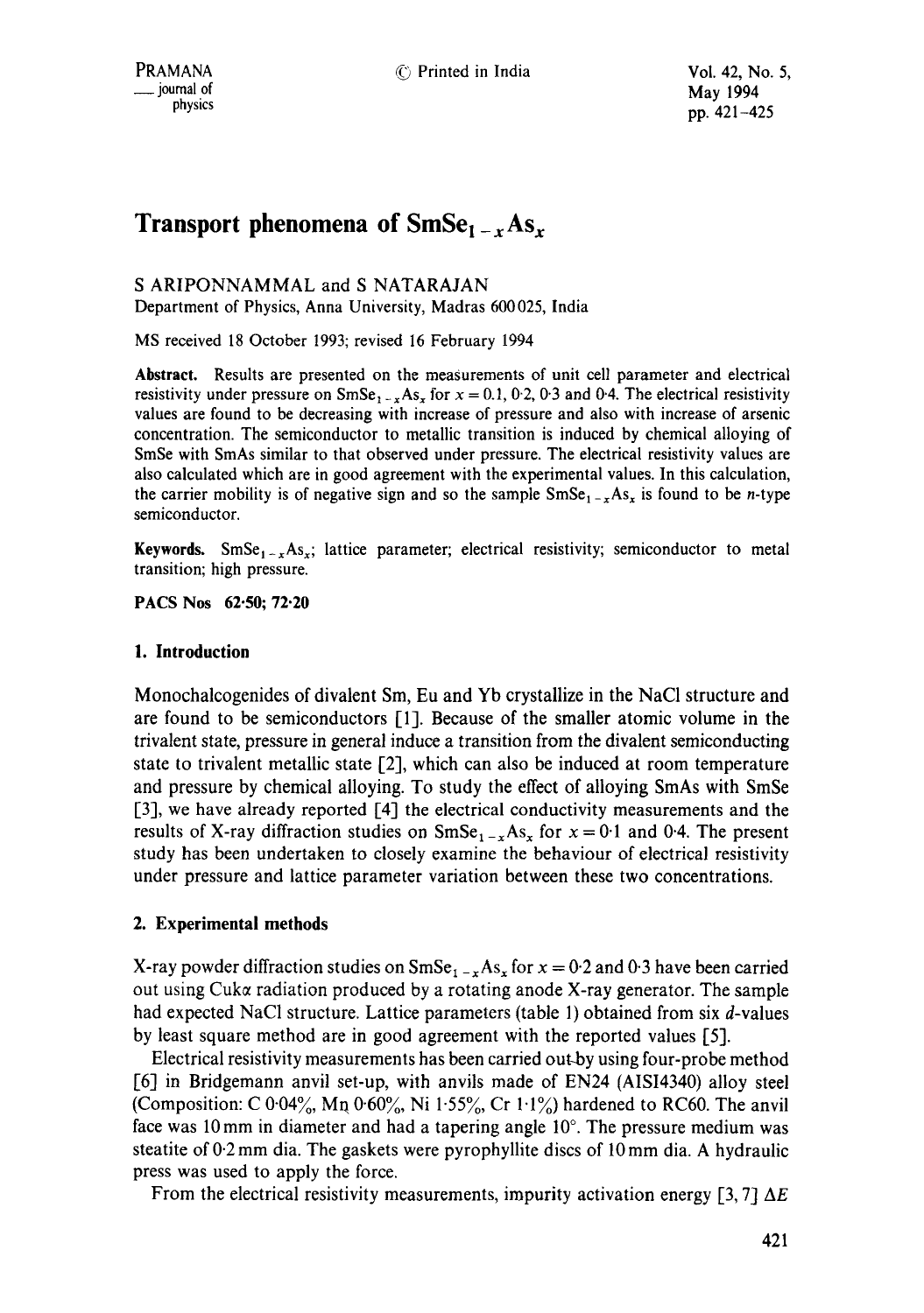# Transport phenomena of $SmSe_{1-x}As_x$

S ARIPONNAMMAL and S NATARAJAN

Department of Physics, Anna University, Madras 600025, India

MS received 18 October 1993; revised 16 February 1994

**Abstract.** Results are presented on the measurements of unit cell parameter and electrical resistivity under pressure on $SmSe_{1-x}As_x$ for $x = 0.1$, 0·2, 0·3 and 0·4. The electrical resistivity values are found to be decreasing with increase of pressure and also with increase of arsenic concentration. The semiconductor to metallic transition is induced by chemical alloying of SmSe with SmAs similar to that observed under pressure. The electrical resistivity values are also calculated which are in good agreement with the experimental values. In this calculation, the carrier mobility is of negative sign and so the sample $SmSe_{1-x}As_x$ is found to be *n*-type semiconductor.

**Keywords.** $SmSe_{1-x}As_x$; lattice parameter; electrical resistivity; semiconductor to metal transition; high pressure.

**PACS Nos** 62·50; 72·20

## 1. Introduction

Monochalcogenides of divalent Sm, Eu and Yb crystallize in the NaCl structure and are found to be semiconductors [1]. Because of the smaller atomic volume in the trivalent state, pressure in general induce a transition from the divalent semiconducting state to trivalent metallic state [2], which can also be induced at room temperature and pressure by chemical alloying. To study the effect of alloying SmAs with SmSe [3], we have already reported [4] the electrical conductivity measurements and the results of X-ray diffraction studies on $SmSe_{1-x}As_x$ for $x = 0·1$ and 0·4. The present study has been undertaken to closely examine the behaviour of electrical resistivity under pressure and lattice parameter variation between these two concentrations.

## 2. Experimental methods

X-ray powder diffraction studies on $SmSe_{1-x}As_x$ for $x = 0·2$ and 0·3 have been carried out using Cuk$\alpha$ radiation produced by a rotating anode X-ray generator. The sample had expected NaCl structure. Lattice parameters (table 1) obtained from six *d*-values by least square method are in good agreement with the reported values [5].

Electrical resistivity measurements has been carried out by using four-probe method [6] in Bridgemann anvil set-up, with anvils made of EN24 (AISI4340) alloy steel (Composition: C 0·04%, Mn 0·60%, Ni 1·55%, Cr 1·1%) hardened to RC60. The anvil face was 10 mm in diameter and had a tapering angle 10°. The pressure medium was steatite of 0·2 mm dia. The gaskets were pyrophyllite discs of 10 mm dia. A hydraulic press was used to apply the force.

From the electrical resistivity measurements, impurity activation energy [3, 7] $\Delta E$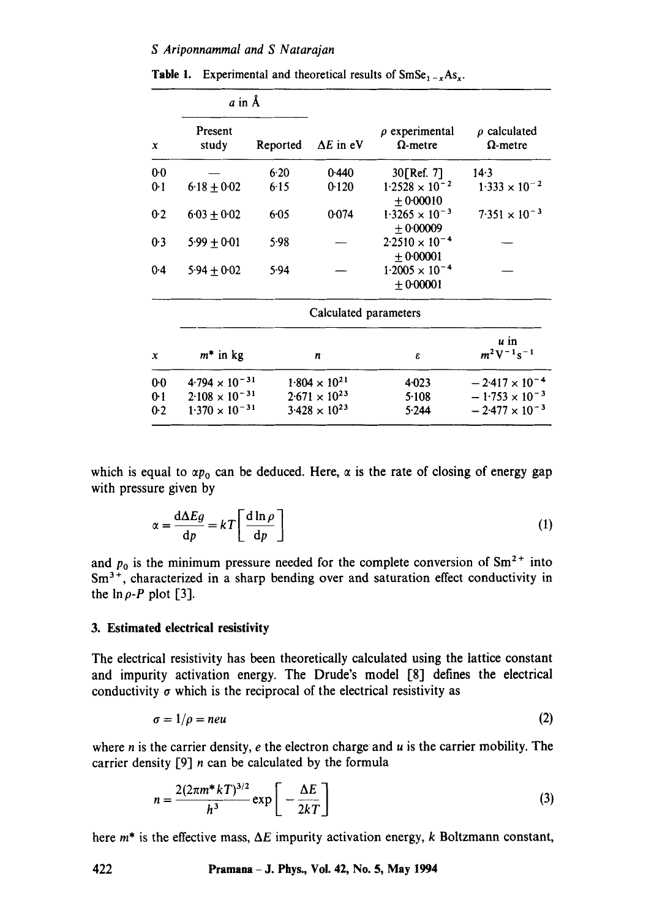**Table 1.** Experimental and theoretical results of $SmSe_{1-x}As_x$.

| $x$ | $a$ in Å Present study | $a$ in Å Reported | $\Delta E$ in eV | $\rho$ experimental Ω-metre | $\rho$ calculated Ω-metre |
|---|---|---|---|---|---|
| 0·0 | — | 6·20 | 0·440 | 30[Ref. 7] | 14·3 |
| 0·1 | $6{\cdot}18 \pm 0{\cdot}02$ | 6·15 | 0·120 | $1{\cdot}2528 \times 10^{-2}$ $\pm 0{\cdot}00010$ | $1{\cdot}333 \times 10^{-2}$ |
| 0·2 | $6{\cdot}03 \pm 0{\cdot}02$ | 6·05 | 0·074 | $1{\cdot}3265 \times 10^{-3}$ $\pm 0{\cdot}00009$ | $7{\cdot}351 \times 10^{-3}$ |
| 0·3 | $5{\cdot}99 \pm 0{\cdot}01$ | 5·98 | — | $2{\cdot}2510 \times 10^{-4}$ $\pm 0{\cdot}00001$ | — |
| 0·4 | $5{\cdot}94 \pm 0{\cdot}02$ | 5·94 | — | $1{\cdot}2005 \times 10^{-4}$ $\pm 0{\cdot}00001$ | — |

Calculated parameters

| $x$ | $m^*$ in kg | $n$ | $\varepsilon$ | $u$ in $m^2 V^{-1} s^{-1}$ |
|---|---|---|---|---|
| 0·0 | $4{\cdot}794 \times 10^{-31}$ | $1{\cdot}804 \times 10^{21}$ | 4·023 | $-2{\cdot}417 \times 10^{-4}$ |
| 0·1 | $2{\cdot}108 \times 10^{-31}$ | $2{\cdot}671 \times 10^{23}$ | 5·108 | $-1{\cdot}753 \times 10^{-3}$ |
| 0·2 | $1{\cdot}370 \times 10^{-31}$ | $3{\cdot}428 \times 10^{23}$ | 5·244 | $-2{\cdot}477 \times 10^{-3}$ |

which is equal to $\alpha p_0$ can be deduced. Here, $\alpha$ is the rate of closing of energy gap with pressure given by

$$\alpha = \frac{d\Delta Eg}{dp} = kT\left[\frac{d\ln\rho}{dp}\right] \tag{1}$$

and $p_0$ is the minimum pressure needed for the complete conversion of $Sm^{2+}$ into $Sm^{3+}$, characterized in a sharp bending over and saturation effect conductivity in the $\ln\rho$-$P$ plot [3].

### 3. Estimated electrical resistivity

The electrical resistivity has been theoretically calculated using the lattice constant and impurity activation energy. The Drude's model [8] defines the electrical conductivity $\sigma$ which is the reciprocal of the electrical resistivity as

$$\sigma = 1/\rho = neu \tag{2}$$

where $n$ is the carrier density, $e$ the electron charge and $u$ is the carrier mobility. The carrier density [9] $n$ can be calculated by the formula

$$n = \frac{2(2\pi m^* kT)^{3/2}}{h^3}\exp\left[-\frac{\Delta E}{2kT}\right] \tag{3}$$

here $m^*$ is the effective mass, $\Delta E$ impurity activation energy, $k$ Boltzmann constant,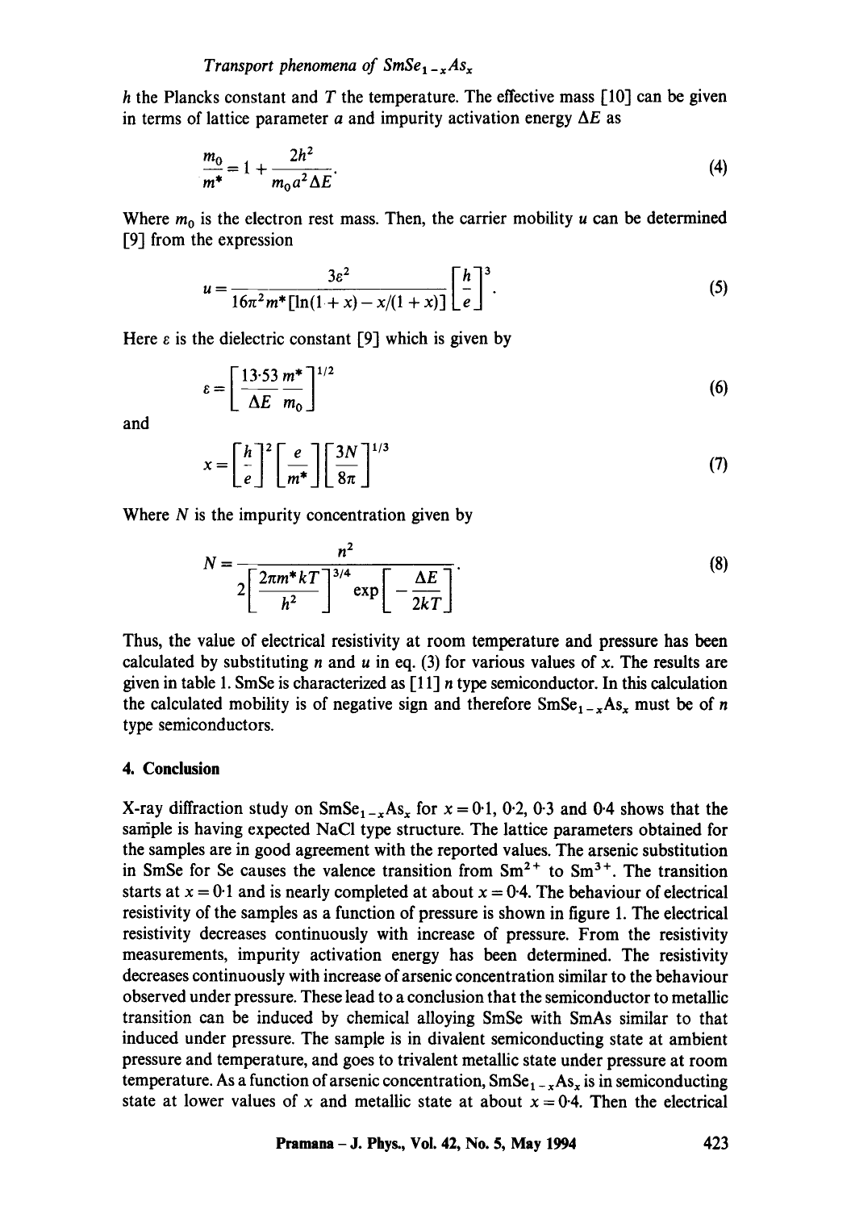$h$ the Plancks constant and $T$ the temperature. The effective mass [10] can be given in terms of lattice parameter $a$ and impurity activation energy $\Delta E$ as

$$\frac{m_0}{m^*} = 1 + \frac{2h^2}{m_0 a^2 \Delta E}. \tag{4}$$

Where $m_0$ is the electron rest mass. Then, the carrier mobility $u$ can be determined [9] from the expression

$$u = \frac{3\varepsilon^2}{16\pi^2 m^* [\ln(1+x) - x/(1+x)]} \left[\frac{h}{e}\right]^3. \tag{5}$$

Here $\varepsilon$ is the dielectric constant [9] which is given by

$$\varepsilon = \left[\frac{13 \cdot 53}{\Delta E} \frac{m^*}{m_0}\right]^{1/2} \tag{6}$$

and

$$x = \left[\frac{h}{e}\right]^2 \left[\frac{e}{m^*}\right] \left[\frac{3N}{8\pi}\right]^{1/3} \tag{7}$$

Where $N$ is the impurity concentration given by

$$N = \frac{n^2}{2\left[\frac{2\pi m^* kT}{h^2}\right]^{3/4} \exp\left[-\frac{\Delta E}{2kT}\right]}. \tag{8}$$

Thus, the value of electrical resistivity at room temperature and pressure has been calculated by substituting $n$ and $u$ in eq. (3) for various values of $x$. The results are given in table 1. SmSe is characterized as [11] $n$ type semiconductor. In this calculation the calculated mobility is of negative sign and therefore $SmSe_{1-x}As_x$ must be of $n$ type semiconductors.

## 4. Conclusion

X-ray diffraction study on $SmSe_{1-x}As_x$ for $x = 0 \cdot 1$, $0 \cdot 2$, $0 \cdot 3$ and $0 \cdot 4$ shows that the sample is having expected NaCl type structure. The lattice parameters obtained for the samples are in good agreement with the reported values. The arsenic substitution in SmSe for Se causes the valence transition from $Sm^{2+}$ to $Sm^{3+}$. The transition starts at $x = 0 \cdot 1$ and is nearly completed at about $x = 0 \cdot 4$. The behaviour of electrical resistivity of the samples as a function of pressure is shown in figure 1. The electrical resistivity decreases continuously with increase of pressure. From the resistivity measurements, impurity activation energy has been determined. The resistivity decreases continuously with increase of arsenic concentration similar to the behaviour observed under pressure. These lead to a conclusion that the semiconductor to metallic transition can be induced by chemical alloying SmSe with SmAs similar to that induced under pressure. The sample is in divalent semiconducting state at ambient pressure and temperature, and goes to trivalent metallic state under pressure at room temperature. As a function of arsenic concentration, $SmSe_{1-x}As_x$ is in semiconducting state at lower values of $x$ and metallic state at about $x = 0 \cdot 4$. Then the electrical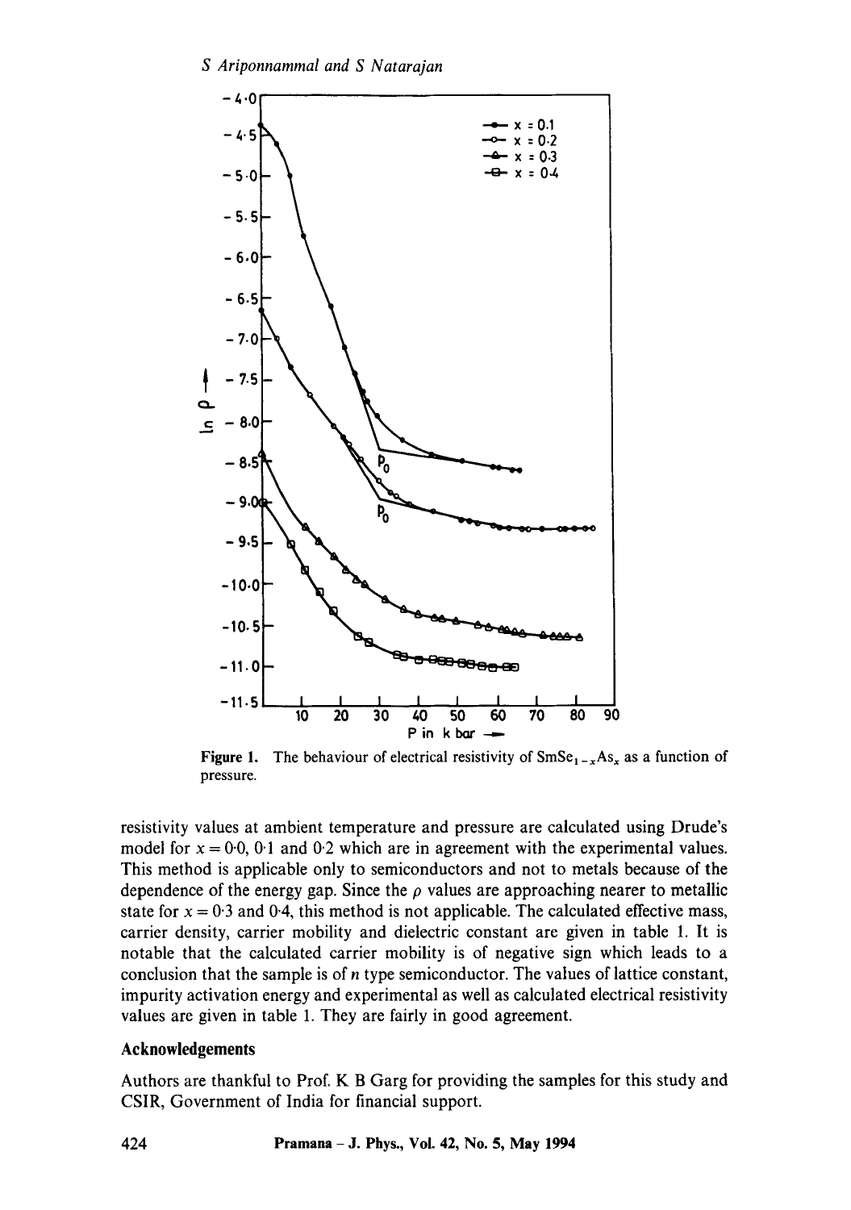Figure 1. The behaviour of electrical resistivity of $SmSe_{1-x}As_x$ as a function of pressure.

resistivity values at ambient temperature and pressure are calculated using Drude's model for $x = 0{\cdot}0$, $0{\cdot}1$ and $0{\cdot}2$ which are in agreement with the experimental values. This method is applicable only to semiconductors and not to metals because of the dependence of the energy gap. Since the $\rho$ values are approaching nearer to metallic state for $x = 0{\cdot}3$ and $0{\cdot}4$, this method is not applicable. The calculated effective mass, carrier density, carrier mobility and dielectric constant are given in table 1. It is notable that the calculated carrier mobility is of negative sign which leads to a conclusion that the sample is of $n$ type semiconductor. The values of lattice constant, impurity activation energy and experimental as well as calculated electrical resistivity values are given in table 1. They are fairly in good agreement.

## Acknowledgements

Authors are thankful to Prof. K B Garg for providing the samples for this study and CSIR, Government of India for financial support.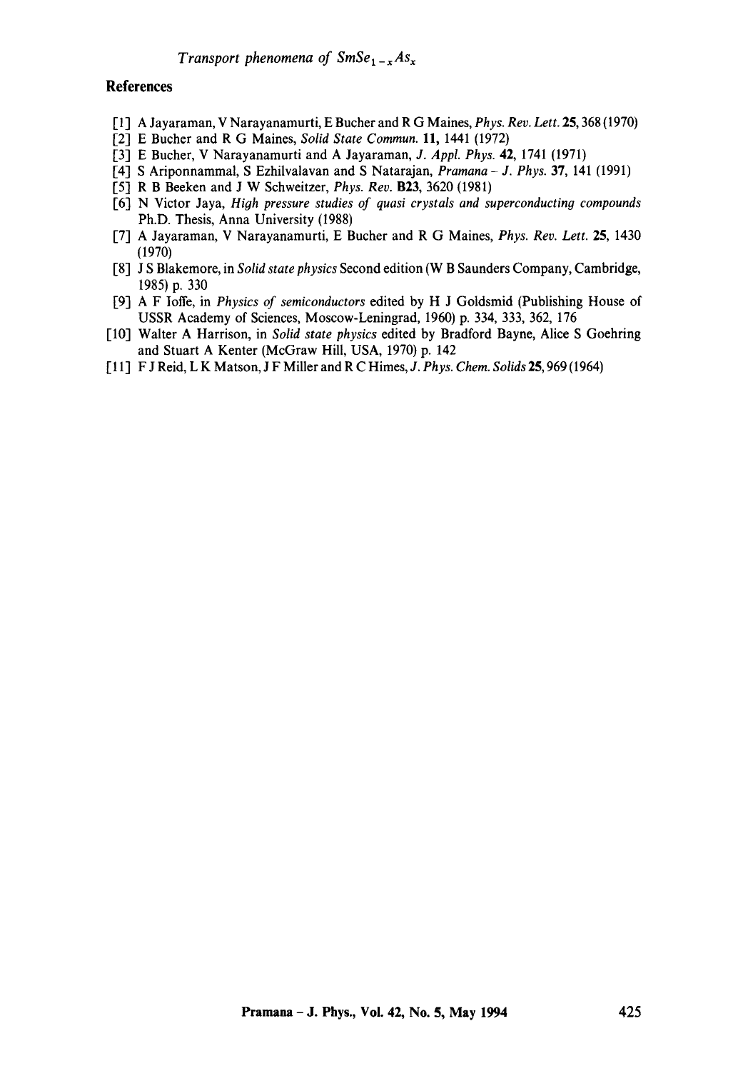## References

[1] A Jayaraman, V Narayanamurti, E Bucher and R G Maines, *Phys. Rev. Lett.* **25**, 368 (1970)

[2] E Bucher and R G Maines, *Solid State Commun.* **11**, 1441 (1972)

[3] E Bucher, V Narayanamurti and A Jayaraman, *J. Appl. Phys.* **42**, 1741 (1971)

[4] S Ariponnammal, S Ezhilvalavan and S Natarajan, *Pramana – J. Phys.* **37**, 141 (1991)

[5] R B Beeken and J W Schweitzer, *Phys. Rev.* **B23**, 3620 (1981)

[6] N Victor Jaya, *High pressure studies of quasi crystals and superconducting compounds* Ph.D. Thesis, Anna University (1988)

[7] A Jayaraman, V Narayanamurti, E Bucher and R G Maines, *Phys. Rev. Lett.* **25**, 1430 (1970)

[8] J S Blakemore, in *Solid state physics* Second edition (W B Saunders Company, Cambridge, 1985) p. 330

[9] A F Ioffe, in *Physics of semiconductors* edited by H J Goldsmid (Publishing House of USSR Academy of Sciences, Moscow-Leningrad, 1960) p. 334, 333, 362, 176

[10] Walter A Harrison, in *Solid state physics* edited by Bradford Bayne, Alice S Goehring and Stuart A Kenter (McGraw Hill, USA, 1970) p. 142

[11] F J Reid, L K Matson, J F Miller and R C Himes, *J. Phys. Chem. Solids* **25**, 969 (1964)